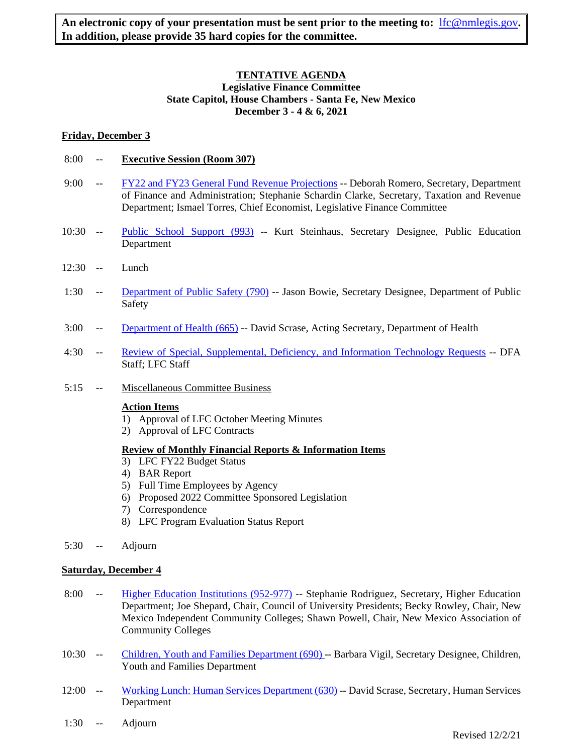**An electronic copy of your presentation must be sent prior to the meeting to: lfc@nmlegis.gov. In addition, please provide 35 hard copies for the committee.**

# TENTATIVE AGENDA

**Legislative Finance Committee**
**State Capitol, House Chambers - Santa Fe, New Mexico**
**December 3 - 4 & 6, 2021**

## Friday, December 3

8:00 -- **Executive Session (Room 307)**

9:00 -- FY22 and FY23 General Fund Revenue Projections -- Deborah Romero, Secretary, Department of Finance and Administration; Stephanie Schardin Clarke, Secretary, Taxation and Revenue Department; Ismael Torres, Chief Economist, Legislative Finance Committee

10:30 -- Public School Support (993) -- Kurt Steinhaus, Secretary Designee, Public Education Department

12:30 -- Lunch

1:30 -- Department of Public Safety (790) -- Jason Bowie, Secretary Designee, Department of Public Safety

3:00 -- Department of Health (665) -- David Scrase, Acting Secretary, Department of Health

4:30 -- Review of Special, Supplemental, Deficiency, and Information Technology Requests -- DFA Staff; LFC Staff

5:15 -- Miscellaneous Committee Business

**Action Items**

1) Approval of LFC October Meeting Minutes
2) Approval of LFC Contracts

**Review of Monthly Financial Reports & Information Items**

3) LFC FY22 Budget Status
4) BAR Report
5) Full Time Employees by Agency
6) Proposed 2022 Committee Sponsored Legislation
7) Correspondence
8) LFC Program Evaluation Status Report

5:30 -- Adjourn

## Saturday, December 4

8:00 -- Higher Education Institutions (952-977) -- Stephanie Rodriguez, Secretary, Higher Education Department; Joe Shepard, Chair, Council of University Presidents; Becky Rowley, Chair, New Mexico Independent Community Colleges; Shawn Powell, Chair, New Mexico Association of Community Colleges

10:30 -- Children, Youth and Families Department (690) -- Barbara Vigil, Secretary Designee, Children, Youth and Families Department

12:00 -- Working Lunch: Human Services Department (630) -- David Scrase, Secretary, Human Services Department

1:30 -- Adjourn

Revised 12/2/21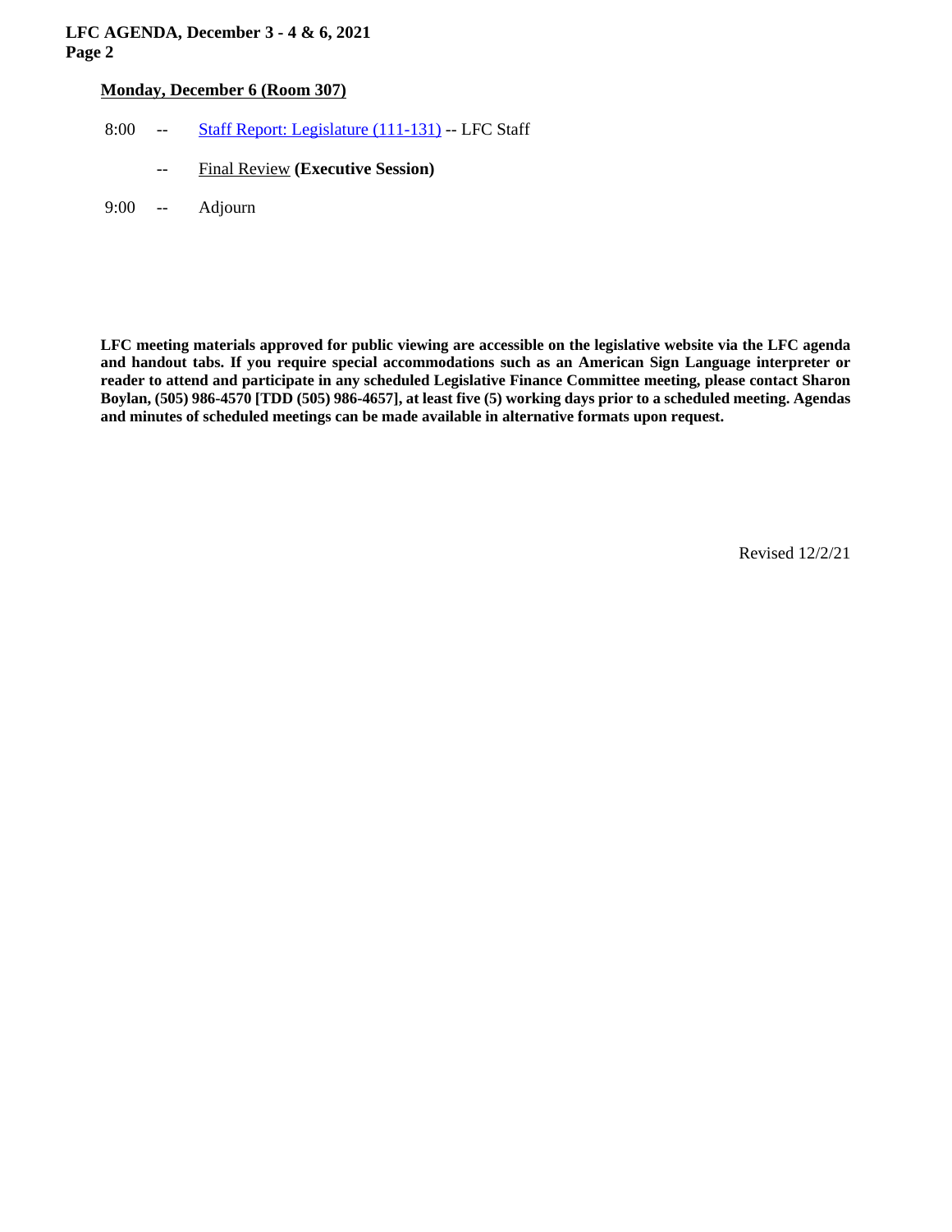**Monday, December 6 (Room 307)**

| | | |
|---|---|---|
| 8:00 | -- | Staff Report: Legislature (111-131) -- LFC Staff |
| | -- | Final Review **(Executive Session)** |
| 9:00 | -- | Adjourn |

**LFC meeting materials approved for public viewing are accessible on the legislative website via the LFC agenda and handout tabs. If you require special accommodations such as an American Sign Language interpreter or reader to attend and participate in any scheduled Legislative Finance Committee meeting, please contact Sharon Boylan, (505) 986-4570 [TDD (505) 986-4657], at least five (5) working days prior to a scheduled meeting. Agendas and minutes of scheduled meetings can be made available in alternative formats upon request.**

Revised 12/2/21